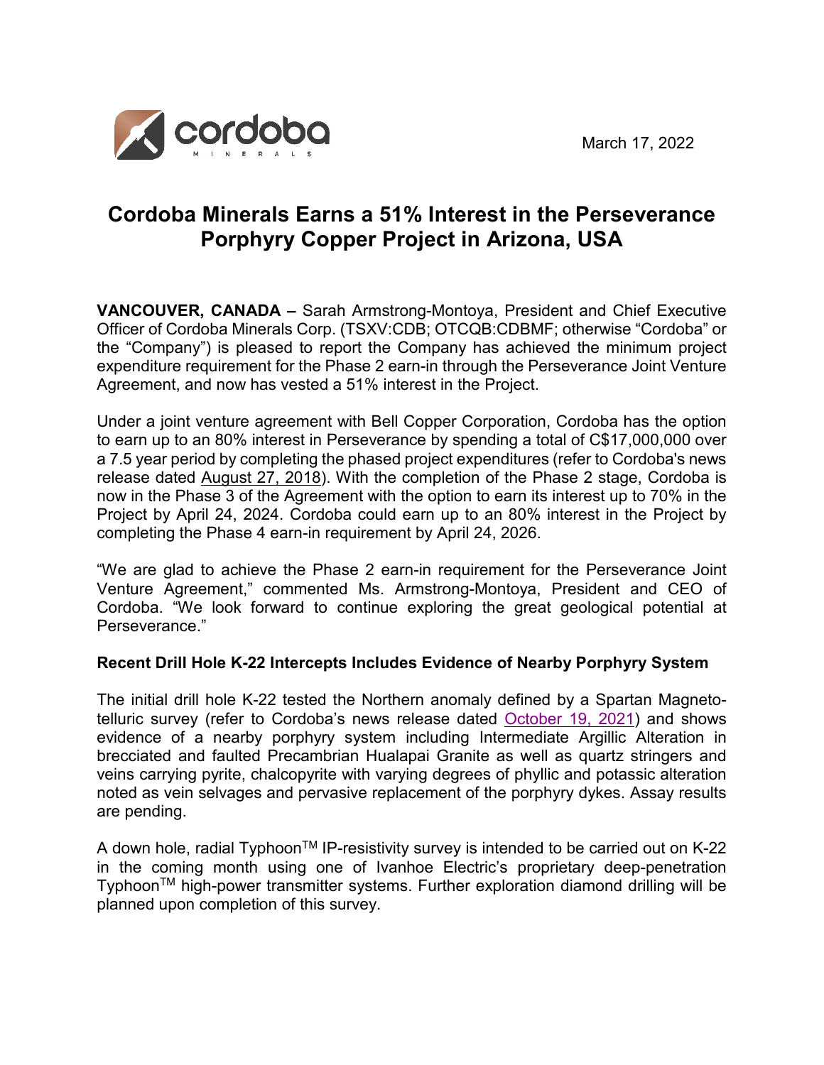March 17, 2022

# Cordoba Minerals Earns a 51% Interest in the Perseverance Porphyry Copper Project in Arizona, USA

**VANCOUVER, CANADA –** Sarah Armstrong-Montoya, President and Chief Executive Officer of Cordoba Minerals Corp. (TSXV:CDB; OTCQB:CDBMF; otherwise "Cordoba" or the "Company") is pleased to report the Company has achieved the minimum project expenditure requirement for the Phase 2 earn-in through the Perseverance Joint Venture Agreement, and now has vested a 51% interest in the Project.

Under a joint venture agreement with Bell Copper Corporation, Cordoba has the option to earn up to an 80% interest in Perseverance by spending a total of C$17,000,000 over a 7.5 year period by completing the phased project expenditures (refer to Cordoba's news release dated August 27, 2018). With the completion of the Phase 2 stage, Cordoba is now in the Phase 3 of the Agreement with the option to earn its interest up to 70% in the Project by April 24, 2024. Cordoba could earn up to an 80% interest in the Project by completing the Phase 4 earn-in requirement by April 24, 2026.

"We are glad to achieve the Phase 2 earn-in requirement for the Perseverance Joint Venture Agreement," commented Ms. Armstrong-Montoya, President and CEO of Cordoba. "We look forward to continue exploring the great geological potential at Perseverance."

### Recent Drill Hole K-22 Intercepts Includes Evidence of Nearby Porphyry System

The initial drill hole K-22 tested the Northern anomaly defined by a Spartan Magneto-telluric survey (refer to Cordoba's news release dated October 19, 2021) and shows evidence of a nearby porphyry system including Intermediate Argillic Alteration in brecciated and faulted Precambrian Hualapai Granite as well as quartz stringers and veins carrying pyrite, chalcopyrite with varying degrees of phyllic and potassic alteration noted as vein selvages and pervasive replacement of the porphyry dykes. Assay results are pending.

A down hole, radial Typhoon™ IP-resistivity survey is intended to be carried out on K-22 in the coming month using one of Ivanhoe Electric's proprietary deep-penetration Typhoon™ high-power transmitter systems. Further exploration diamond drilling will be planned upon completion of this survey.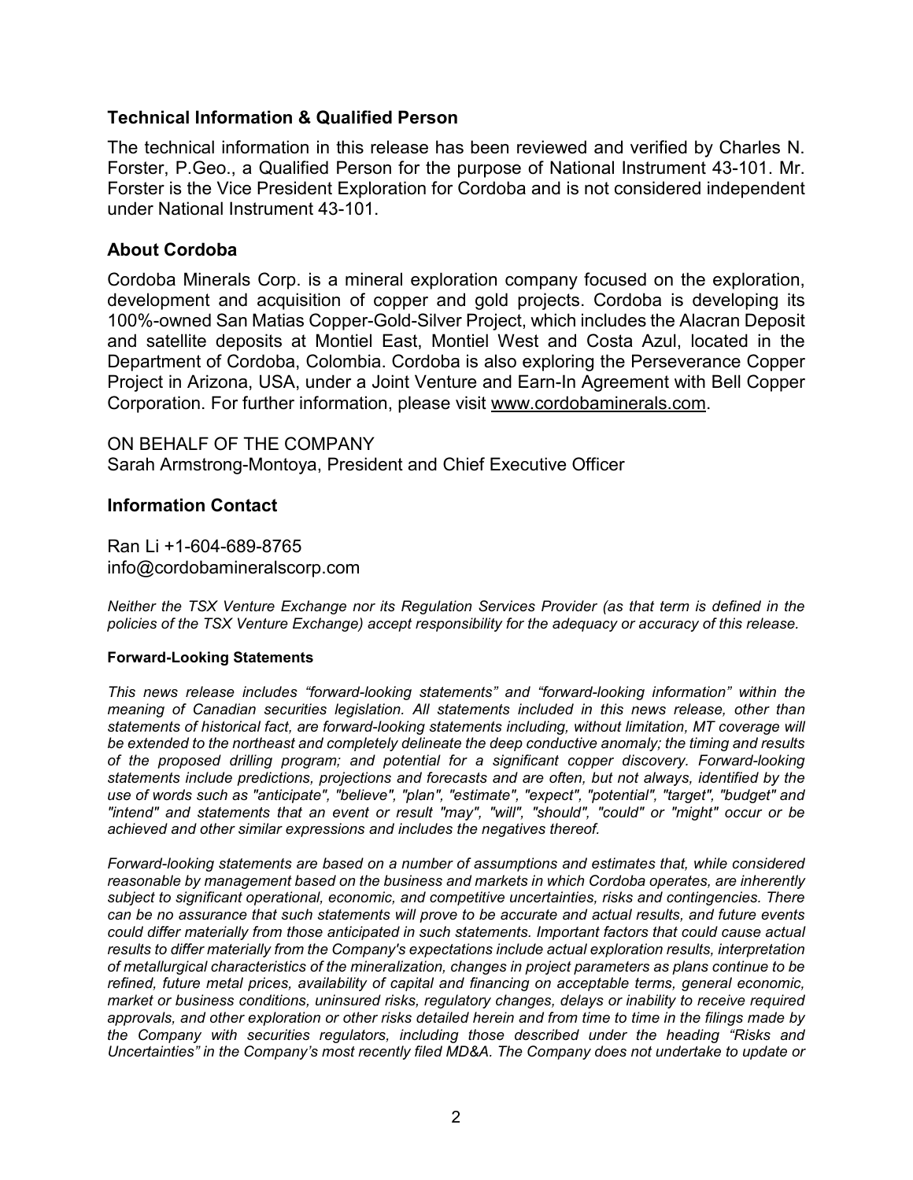## Technical Information & Qualified Person

The technical information in this release has been reviewed and verified by Charles N. Forster, P.Geo., a Qualified Person for the purpose of National Instrument 43-101. Mr. Forster is the Vice President Exploration for Cordoba and is not considered independent under National Instrument 43-101.

## About Cordoba

Cordoba Minerals Corp. is a mineral exploration company focused on the exploration, development and acquisition of copper and gold projects. Cordoba is developing its 100%-owned San Matias Copper-Gold-Silver Project, which includes the Alacran Deposit and satellite deposits at Montiel East, Montiel West and Costa Azul, located in the Department of Cordoba, Colombia. Cordoba is also exploring the Perseverance Copper Project in Arizona, USA, under a Joint Venture and Earn-In Agreement with Bell Copper Corporation. For further information, please visit www.cordobaminerals.com.

ON BEHALF OF THE COMPANY
Sarah Armstrong-Montoya, President and Chief Executive Officer

## Information Contact

Ran Li +1-604-689-8765
info@cordobamineralscorp.com

*Neither the TSX Venture Exchange nor its Regulation Services Provider (as that term is defined in the policies of the TSX Venture Exchange) accept responsibility for the adequacy or accuracy of this release.*

#### Forward-Looking Statements

*This news release includes "forward-looking statements" and "forward-looking information" within the meaning of Canadian securities legislation. All statements included in this news release, other than statements of historical fact, are forward-looking statements including, without limitation, MT coverage will be extended to the northeast and completely delineate the deep conductive anomaly; the timing and results of the proposed drilling program; and potential for a significant copper discovery. Forward-looking statements include predictions, projections and forecasts and are often, but not always, identified by the use of words such as "anticipate", "believe", "plan", "estimate", "expect", "potential", "target", "budget" and "intend" and statements that an event or result "may", "will", "should", "could" or "might" occur or be achieved and other similar expressions and includes the negatives thereof.*

*Forward-looking statements are based on a number of assumptions and estimates that, while considered reasonable by management based on the business and markets in which Cordoba operates, are inherently subject to significant operational, economic, and competitive uncertainties, risks and contingencies. There can be no assurance that such statements will prove to be accurate and actual results, and future events could differ materially from those anticipated in such statements. Important factors that could cause actual results to differ materially from the Company's expectations include actual exploration results, interpretation of metallurgical characteristics of the mineralization, changes in project parameters as plans continue to be refined, future metal prices, availability of capital and financing on acceptable terms, general economic, market or business conditions, uninsured risks, regulatory changes, delays or inability to receive required approvals, and other exploration or other risks detailed herein and from time to time in the filings made by the Company with securities regulators, including those described under the heading "Risks and Uncertainties" in the Company's most recently filed MD&A. The Company does not undertake to update or*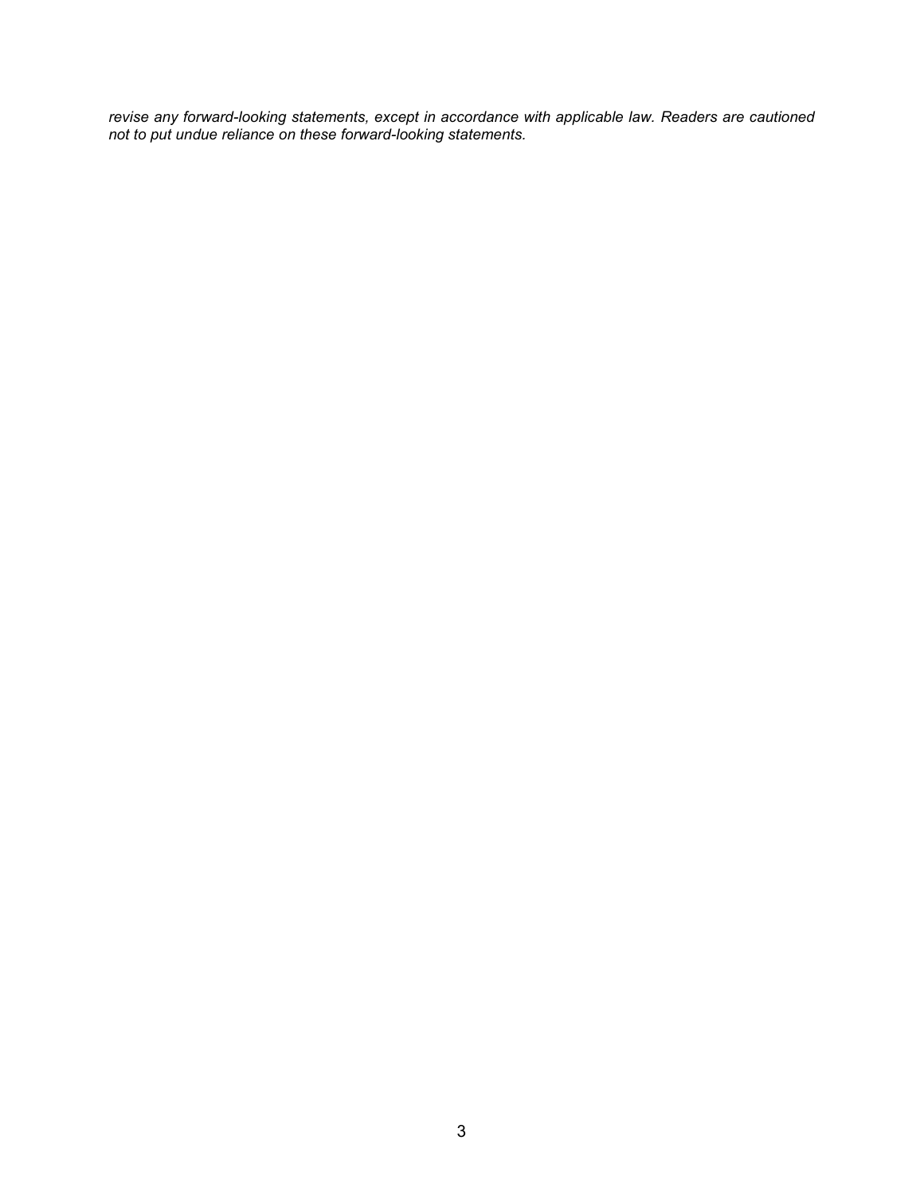*revise any forward-looking statements, except in accordance with applicable law. Readers are cautioned not to put undue reliance on these forward-looking statements.*